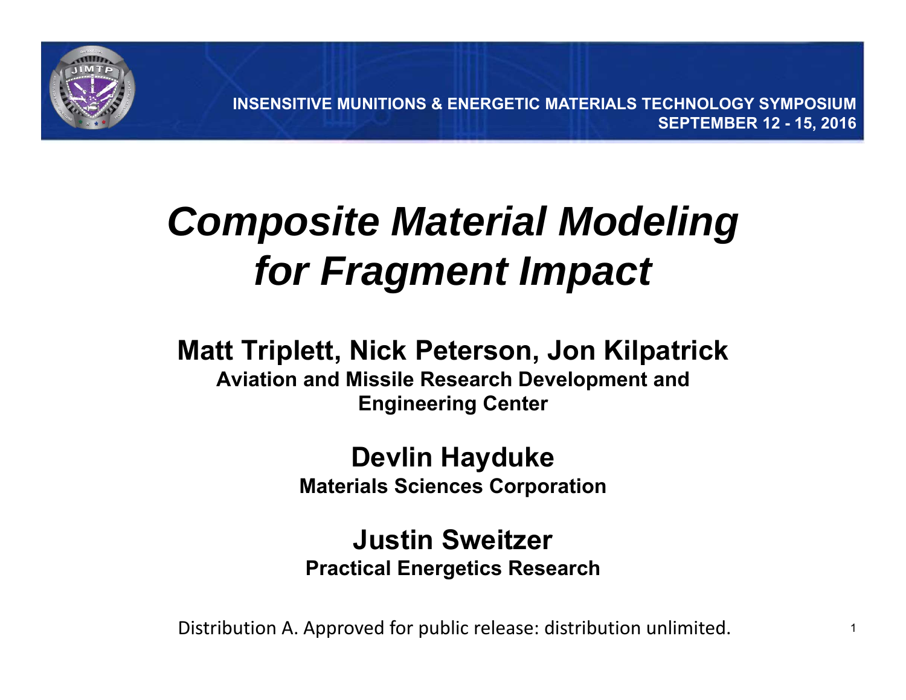INSENSITIVE MUNITIONS & ENERGETIC MATERIALS TECHNOLOGY SYMPOSIUM
SEPTEMBER 12 - 15, 2016

# *Composite Material Modeling for Fragment Impact*

**Matt Triplett, Nick Peterson, Jon Kilpatrick**
**Aviation and Missile Research Development and Engineering Center**

**Devlin Hayduke**
**Materials Sciences Corporation**

**Justin Sweitzer**
**Practical Energetics Research**

Distribution A. Approved for public release: distribution unlimited.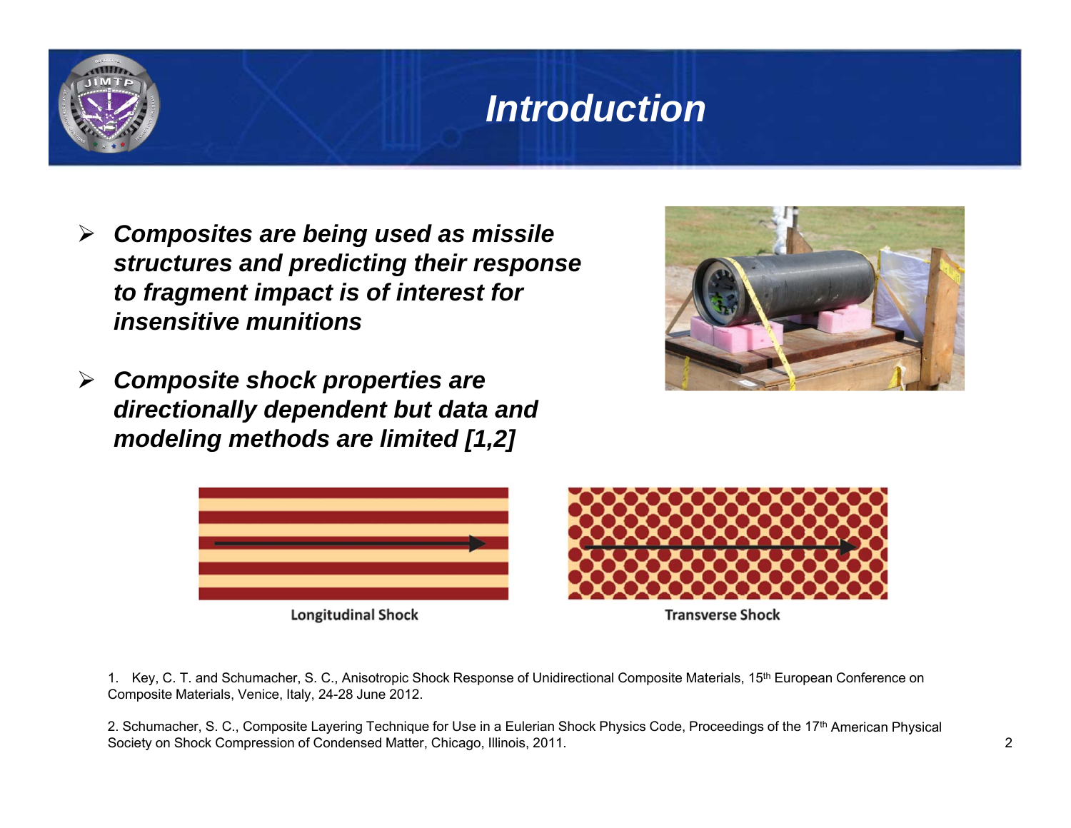# Introduction

- ***Composites are being used as missile structures and predicting their response to fragment impact is of interest for insensitive munitions***
- ***Composite shock properties are directionally dependent but data and modeling methods are limited [1,2]***

Longitudinal Shock

Transverse Shock

1. Key, C. T. and Schumacher, S. C., Anisotropic Shock Response of Unidirectional Composite Materials, 15th European Conference on Composite Materials, Venice, Italy, 24-28 June 2012.

2. Schumacher, S. C., Composite Layering Technique for Use in a Eulerian Shock Physics Code, Proceedings of the 17th American Physical Society on Shock Compression of Condensed Matter, Chicago, Illinois, 2011.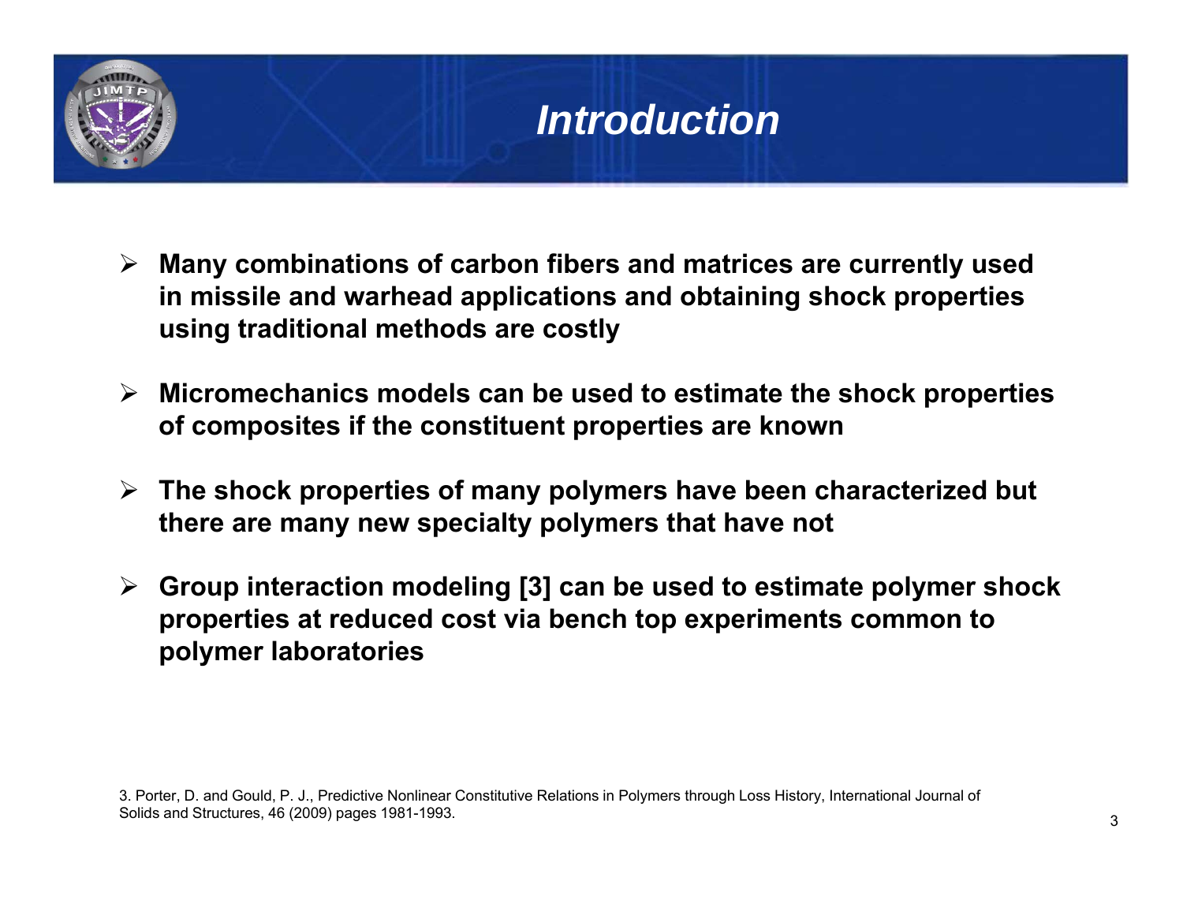# Introduction

- **Many combinations of carbon fibers and matrices are currently used in missile and warhead applications and obtaining shock properties using traditional methods are costly**
- **Micromechanics models can be used to estimate the shock properties of composites if the constituent properties are known**
- **The shock properties of many polymers have been characterized but there are many new specialty polymers that have not**
- **Group interaction modeling [3] can be used to estimate polymer shock properties at reduced cost via bench top experiments common to polymer laboratories**

3. Porter, D. and Gould, P. J., Predictive Nonlinear Constitutive Relations in Polymers through Loss History, International Journal of Solids and Structures, 46 (2009) pages 1981-1993.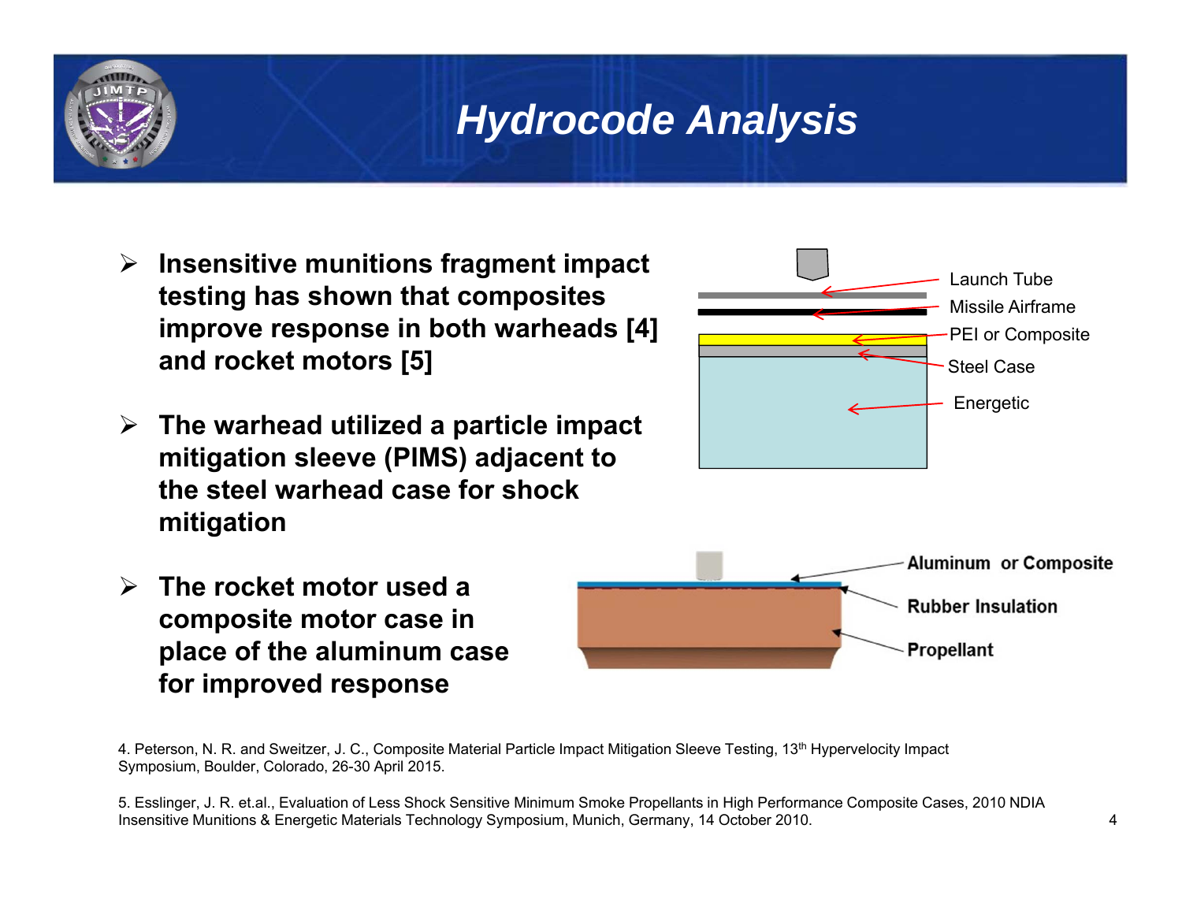# Hydrocode Analysis

- **Insensitive munitions fragment impact testing has shown that composites improve response in both warheads [4] and rocket motors [5]**
- **The warhead utilized a particle impact mitigation sleeve (PIMS) adjacent to the steel warhead case for shock mitigation**
- **The rocket motor used a composite motor case in place of the aluminum case for improved response**

Launch Tube

Missile Airframe

PEI or Composite

Steel Case

Energetic

**Aluminum or Composite**

**Rubber Insulation**

**Propellant**

4. Peterson, N. R. and Sweitzer, J. C., Composite Material Particle Impact Mitigation Sleeve Testing, 13th Hypervelocity Impact Symposium, Boulder, Colorado, 26-30 April 2015.

5. Esslinger, J. R. et.al., Evaluation of Less Shock Sensitive Minimum Smoke Propellants in High Performance Composite Cases, 2010 NDIA Insensitive Munitions & Energetic Materials Technology Symposium, Munich, Germany, 14 October 2010.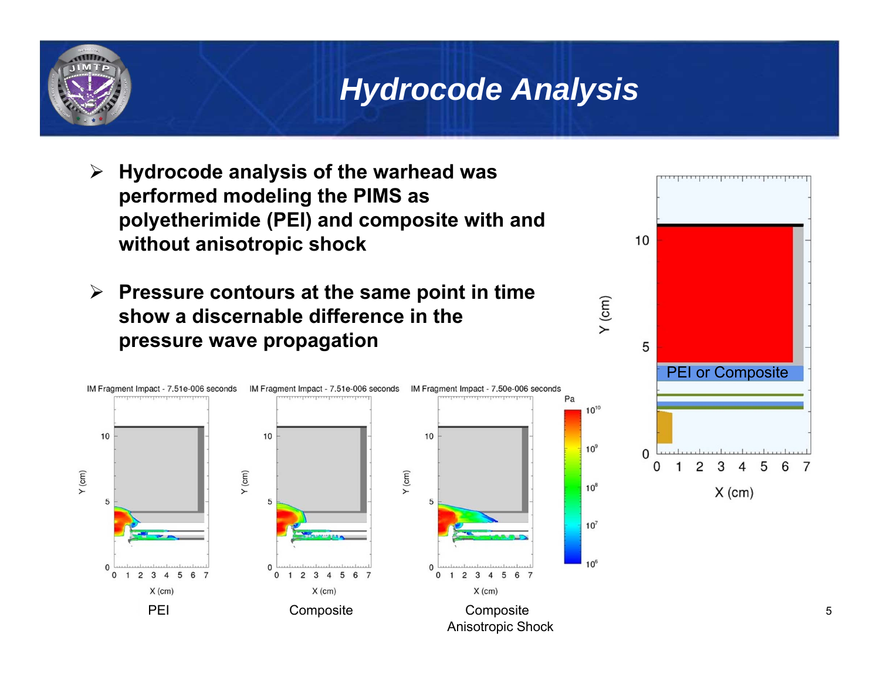# Hydrocode Analysis

- **Hydrocode analysis of the warhead was performed modeling the PIMS as polyetherimide (PEI) and composite with and without anisotropic shock**
- **Pressure contours at the same point in time show a discernable difference in the pressure wave propagation**

IM Fragment Impact - 7.51e-006 seconds — PEI

IM Fragment Impact - 7.51e-006 seconds — Composite

IM Fragment Impact - 7.50e-006 seconds — Composite Anisotropic Shock

PEI or Composite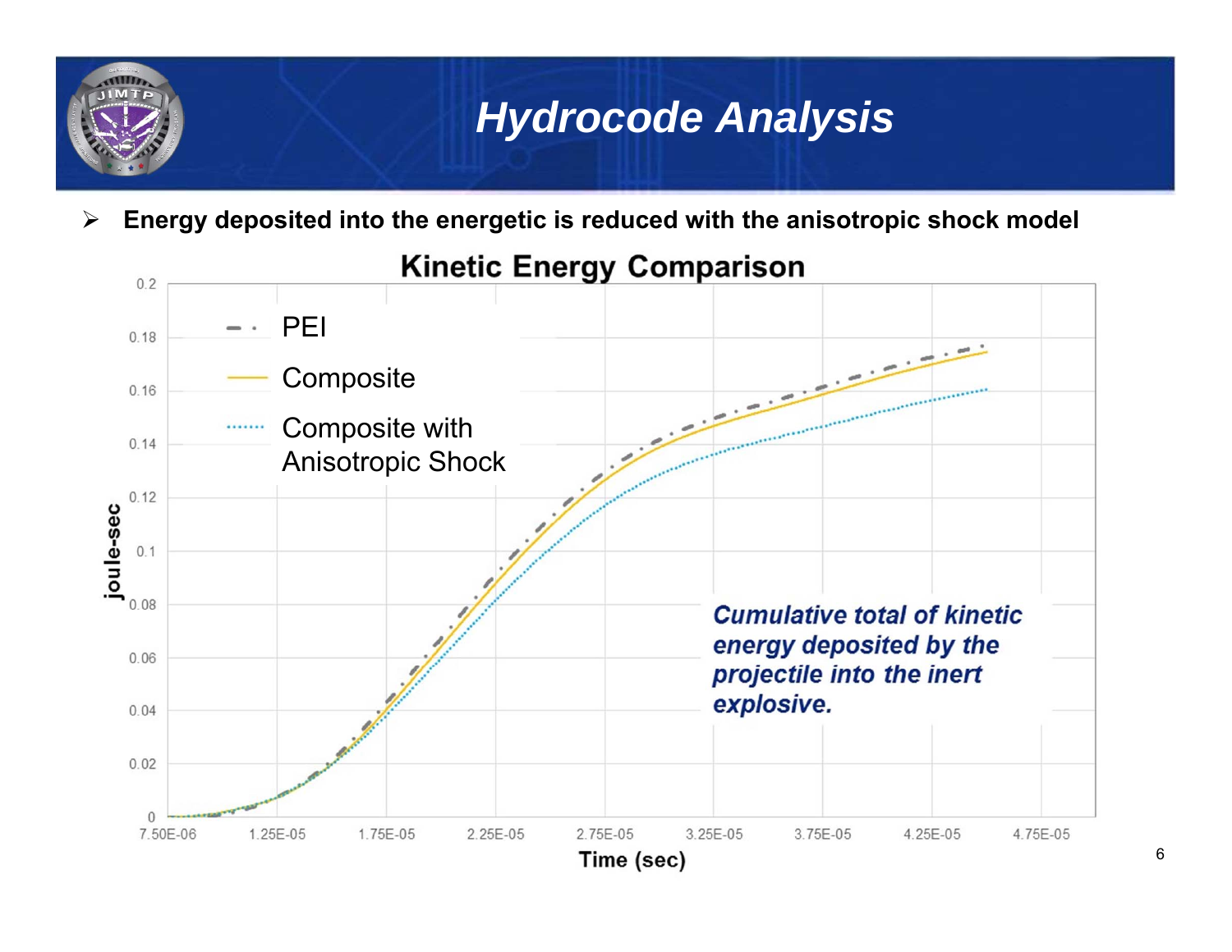# Hydrocode Analysis

- **Energy deposited into the energetic is reduced with the anisotropic shock model**

**Kinetic Energy Comparison**

Legend: PEI; Composite; Composite with Anisotropic Shock

*Cumulative total of kinetic energy deposited by the projectile into the inert explosive.*

Y-axis: joule-sec (0 – 0.2)

X-axis: Time (sec) (7.50E-06 – 4.75E-05)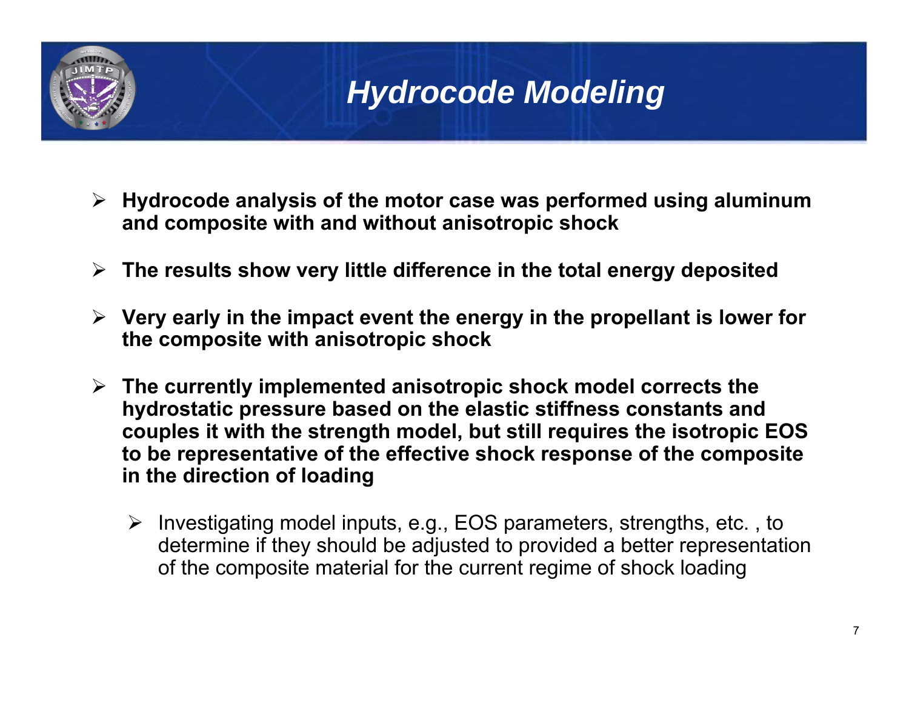# *Hydrocode Modeling*

- **Hydrocode analysis of the motor case was performed using aluminum and composite with and without anisotropic shock**
- **The results show very little difference in the total energy deposited**
- **Very early in the impact event the energy in the propellant is lower for the composite with anisotropic shock**
- **The currently implemented anisotropic shock model corrects the hydrostatic pressure based on the elastic stiffness constants and couples it with the strength model, but still requires the isotropic EOS to be representative of the effective shock response of the composite in the direction of loading**
  - Investigating model inputs, e.g., EOS parameters, strengths, etc. , to determine if they should be adjusted to provided a better representation of the composite material for the current regime of shock loading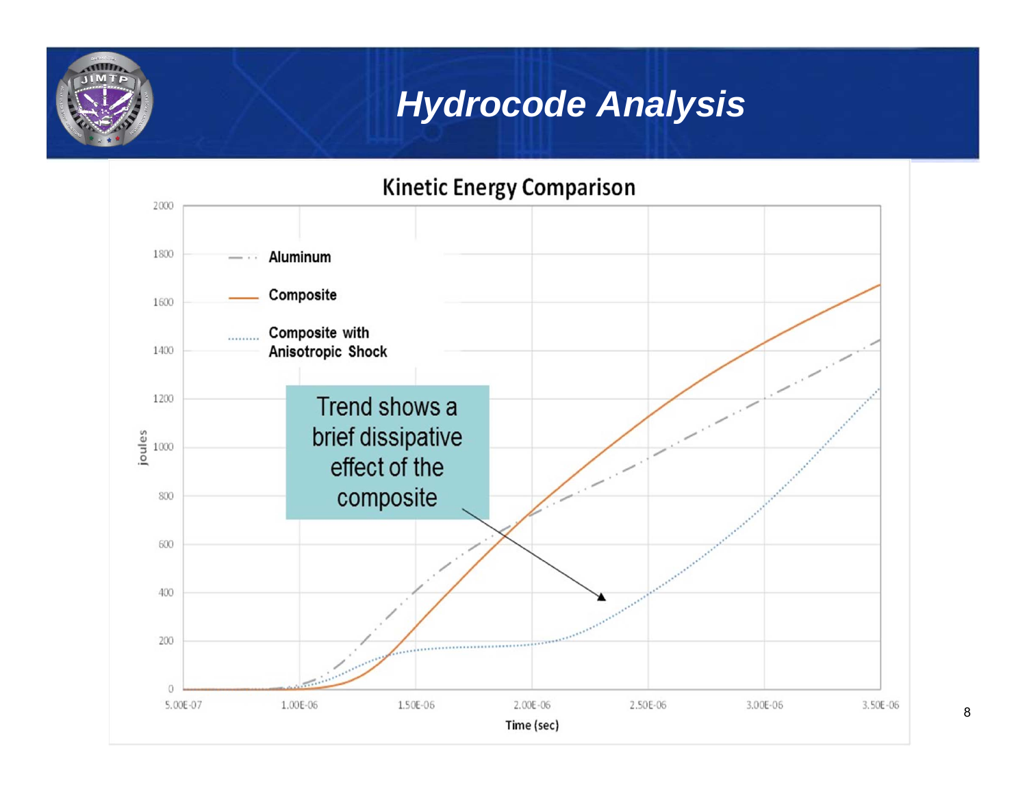# Hydrocode Analysis

**Kinetic Energy Comparison**

- Aluminum
- Composite
- Composite with Anisotropic Shock

Trend shows a brief dissipative effect of the composite

joules

Time (sec)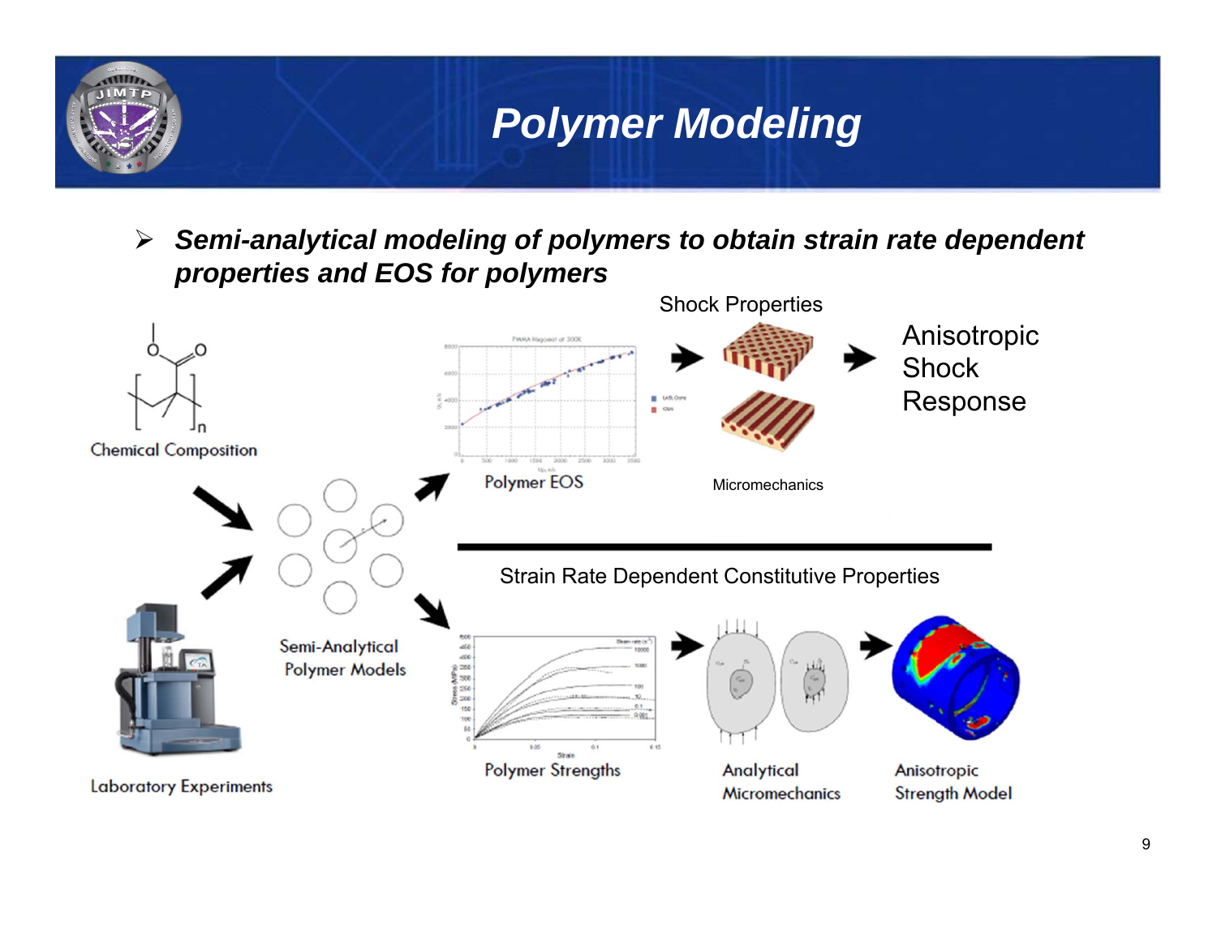# Polymer Modeling

- ***Semi-analytical modeling of polymers to obtain strain rate dependent properties and EOS for polymers***

Chemical Composition

Laboratory Experiments

Semi-Analytical Polymer Models

Shock Properties

Polymer EOS

Micromechanics

Anisotropic Shock Response

Strain Rate Dependent Constitutive Properties

Polymer Strengths

Analytical Micromechanics

Anisotropic Strength Model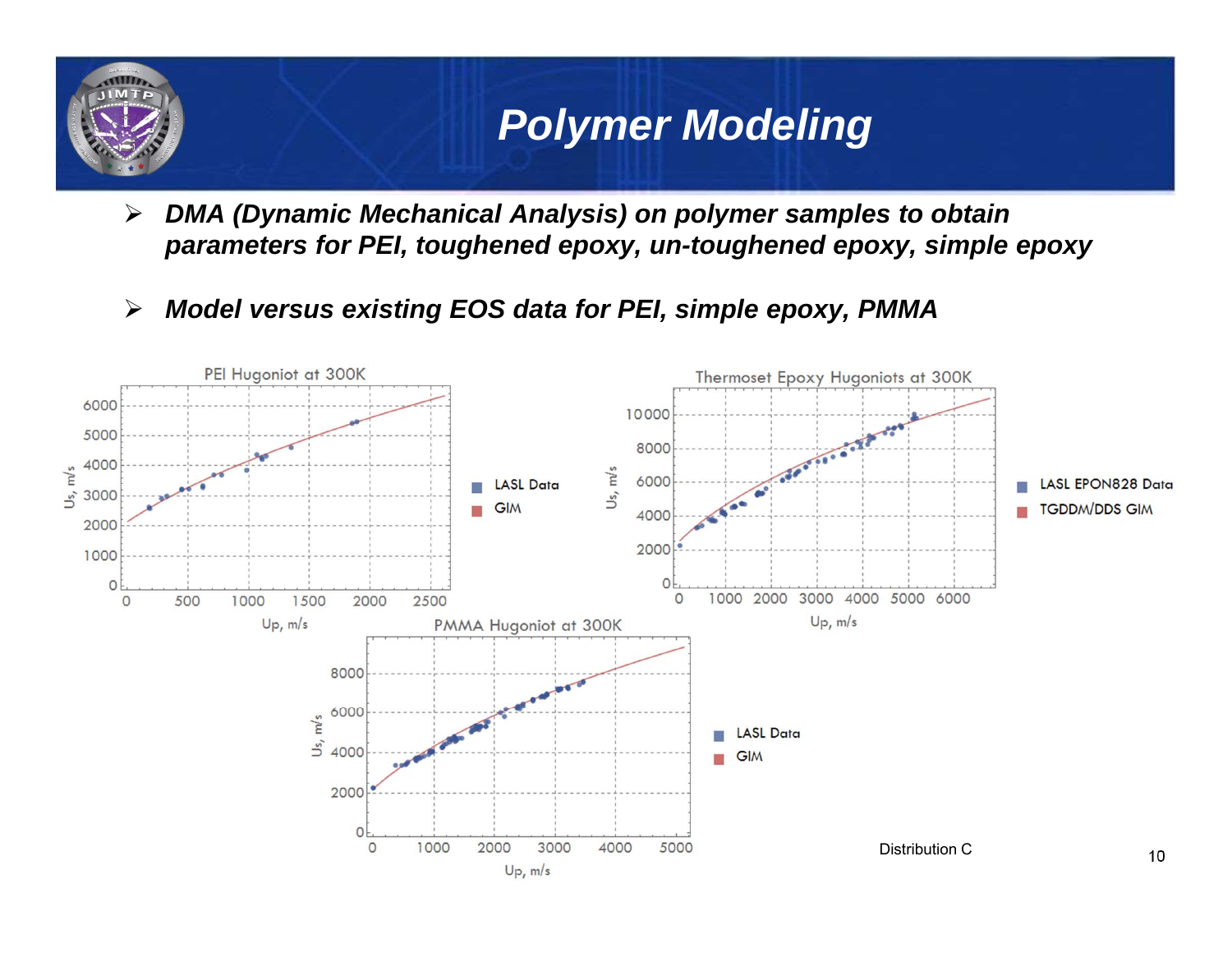# Polymer Modeling

- *DMA (Dynamic Mechanical Analysis) on polymer samples to obtain parameters for PEI, toughened epoxy, un-toughened epoxy, simple epoxy*
- *Model versus existing EOS data for PEI, simple epoxy, PMMA*

PEI Hugoniot at 300K

Us, m/s — Up, m/s

LASL Data
GIM

Thermoset Epoxy Hugoniots at 300K

Us, m/s — Up, m/s

LASL EPON828 Data
TGDDM/DDS GIM

PMMA Hugoniot at 300K

Us, m/s — Up, m/s

LASL Data
GIM

Distribution C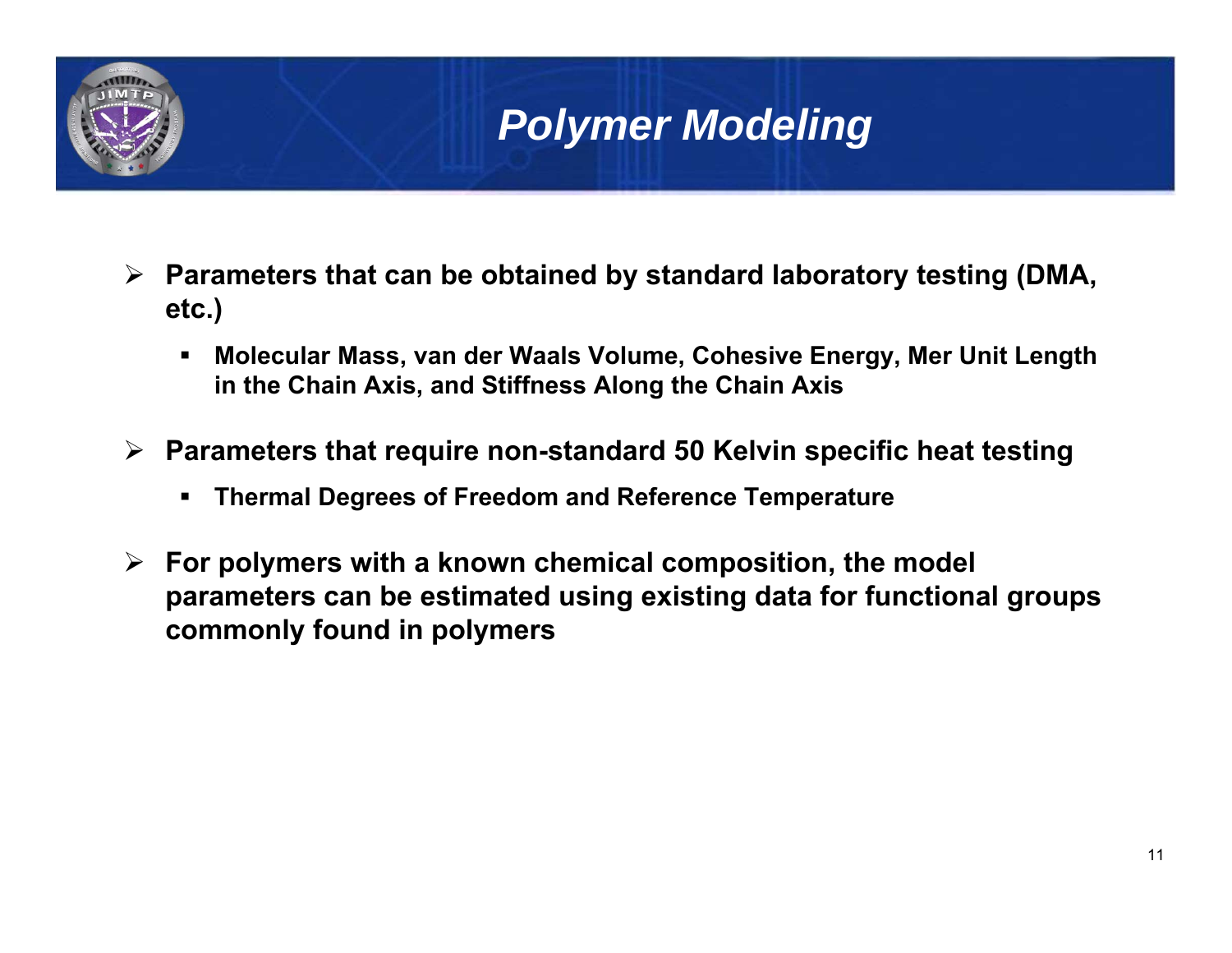# Polymer Modeling

- **Parameters that can be obtained by standard laboratory testing (DMA, etc.)**
  - **Molecular Mass, van der Waals Volume, Cohesive Energy, Mer Unit Length in the Chain Axis, and Stiffness Along the Chain Axis**
- **Parameters that require non-standard 50 Kelvin specific heat testing**
  - **Thermal Degrees of Freedom and Reference Temperature**
- **For polymers with a known chemical composition, the model parameters can be estimated using existing data for functional groups commonly found in polymers**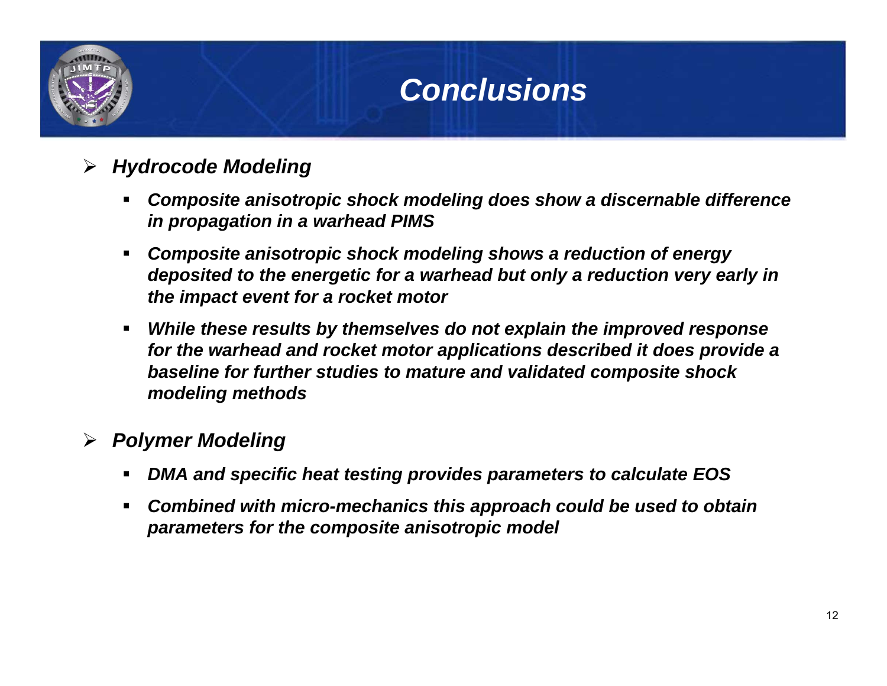# *Conclusions*

- ***Hydrocode Modeling***
  - ***Composite anisotropic shock modeling does show a discernable difference in propagation in a warhead PIMS***
  - ***Composite anisotropic shock modeling shows a reduction of energy deposited to the energetic for a warhead but only a reduction very early in the impact event for a rocket motor***
  - ***While these results by themselves do not explain the improved response for the warhead and rocket motor applications described it does provide a baseline for further studies to mature and validated composite shock modeling methods***

- ***Polymer Modeling***
  - ***DMA and specific heat testing provides parameters to calculate EOS***
  - ***Combined with micro-mechanics this approach could be used to obtain parameters for the composite anisotropic model***